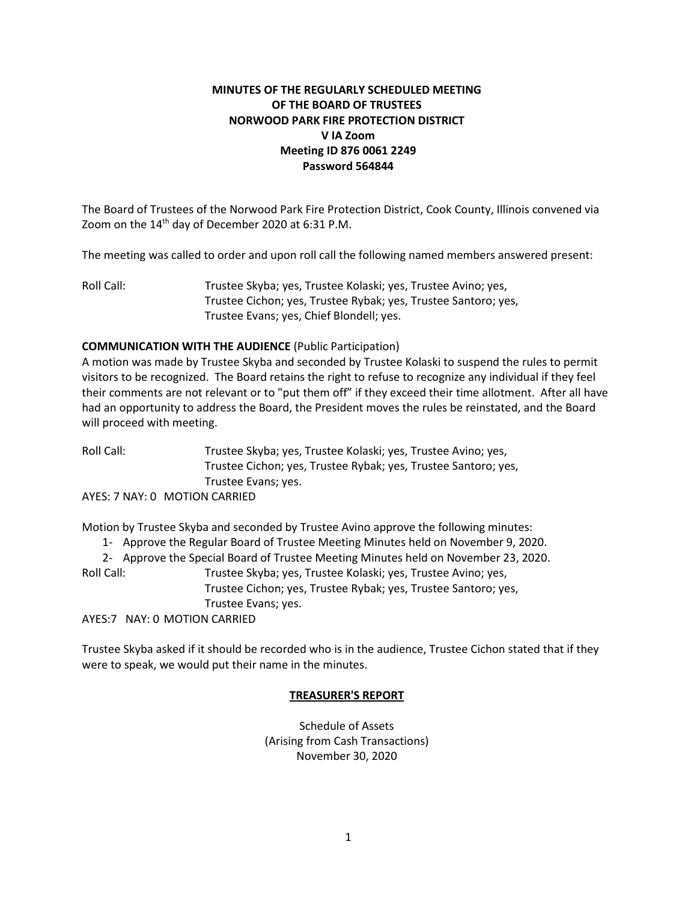**MINUTES OF THE REGULARLY SCHEDULED MEETING**
**OF THE BOARD OF TRUSTEES**
**NORWOOD PARK FIRE PROTECTION DISTRICT**
**V IA Zoom**
**Meeting ID 876 0061 2249**
**Password 564844**

The Board of Trustees of the Norwood Park Fire Protection District, Cook County, Illinois convened via Zoom on the 14th day of December 2020 at 6:31 P.M.

The meeting was called to order and upon roll call the following named members answered present:

Roll Call: Trustee Skyba; yes, Trustee Kolaski; yes, Trustee Avino; yes, Trustee Cichon; yes, Trustee Rybak; yes, Trustee Santoro; yes, Trustee Evans; yes, Chief Blondell; yes.

**COMMUNICATION WITH THE AUDIENCE** (Public Participation)

A motion was made by Trustee Skyba and seconded by Trustee Kolaski to suspend the rules to permit visitors to be recognized. The Board retains the right to refuse to recognize any individual if they feel their comments are not relevant or to "put them off" if they exceed their time allotment. After all have had an opportunity to address the Board, the President moves the rules be reinstated, and the Board will proceed with meeting.

Roll Call: Trustee Skyba; yes, Trustee Kolaski; yes, Trustee Avino; yes, Trustee Cichon; yes, Trustee Rybak; yes, Trustee Santoro; yes, Trustee Evans; yes.

AYES: 7 NAY: 0 MOTION CARRIED

Motion by Trustee Skyba and seconded by Trustee Avino approve the following minutes:

1- Approve the Regular Board of Trustee Meeting Minutes held on November 9, 2020.
2- Approve the Special Board of Trustee Meeting Minutes held on November 23, 2020.

Roll Call: Trustee Skyba; yes, Trustee Kolaski; yes, Trustee Avino; yes, Trustee Cichon; yes, Trustee Rybak; yes, Trustee Santoro; yes, Trustee Evans; yes.

AYES:7 NAY: 0 MOTION CARRIED

Trustee Skyba asked if it should be recorded who is in the audience, Trustee Cichon stated that if they were to speak, we would put their name in the minutes.

## TREASURER'S REPORT

Schedule of Assets
(Arising from Cash Transactions)
November 30, 2020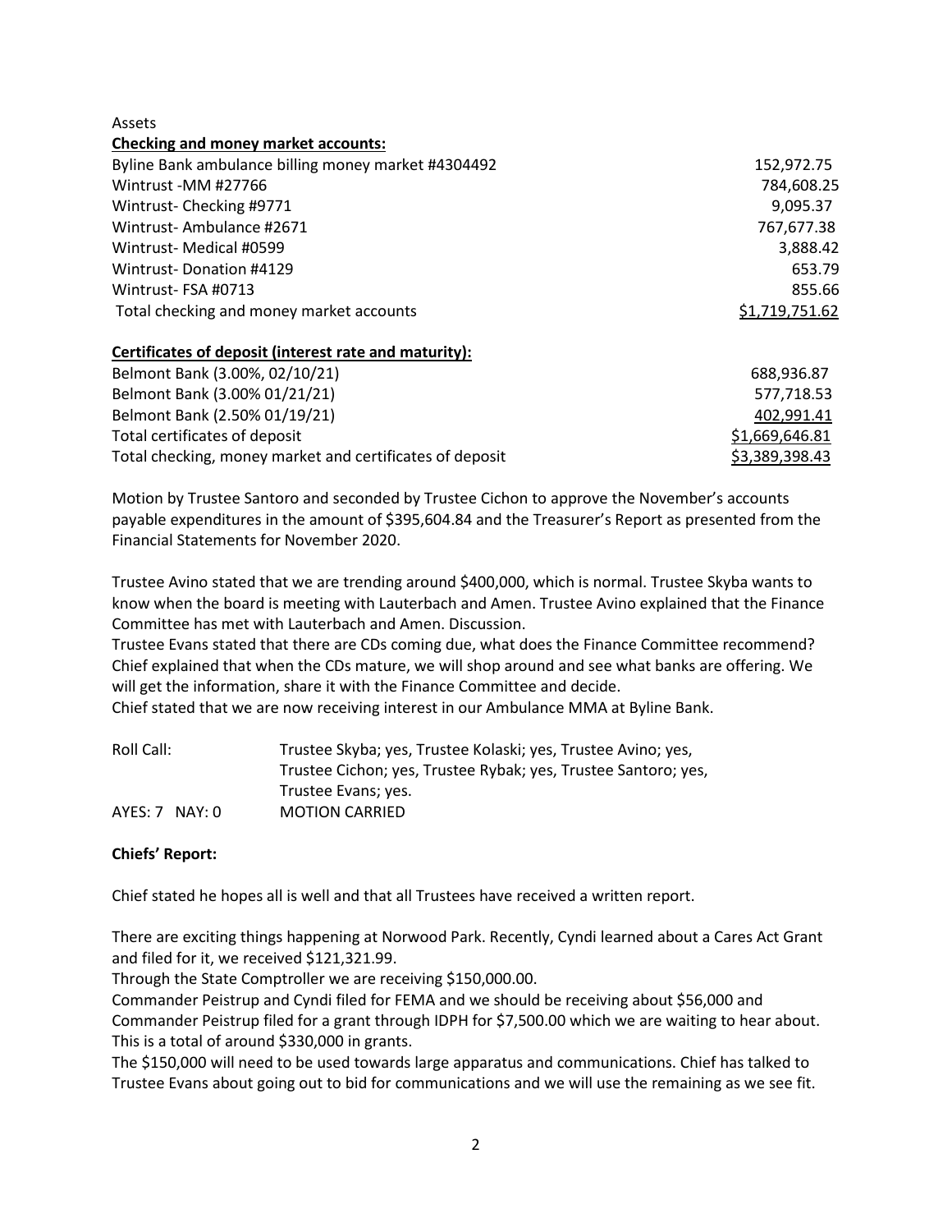Assets

**Checking and money market accounts:**

| | |
|---|---|
| Byline Bank ambulance billing money market #4304492 | 152,972.75 |
| Wintrust -MM #27766 | 784,608.25 |
| Wintrust- Checking #9771 | 9,095.37 |
| Wintrust- Ambulance #2671 | 767,677.38 |
| Wintrust- Medical #0599 | 3,888.42 |
| Wintrust- Donation #4129 | 653.79 |
| Wintrust- FSA #0713 | 855.66 |
| Total checking and money market accounts | $1,719,751.62 |

**Certificates of deposit (interest rate and maturity):**

| | |
|---|---|
| Belmont Bank (3.00%, 02/10/21) | 688,936.87 |
| Belmont Bank (3.00% 01/21/21) | 577,718.53 |
| Belmont Bank (2.50% 01/19/21) | 402,991.41 |
| Total certificates of deposit | $1,669,646.81 |
| Total checking, money market and certificates of deposit | $3,389,398.43 |

Motion by Trustee Santoro and seconded by Trustee Cichon to approve the November's accounts payable expenditures in the amount of $395,604.84 and the Treasurer's Report as presented from the Financial Statements for November 2020.

Trustee Avino stated that we are trending around $400,000, which is normal. Trustee Skyba wants to know when the board is meeting with Lauterbach and Amen. Trustee Avino explained that the Finance Committee has met with Lauterbach and Amen. Discussion.

Trustee Evans stated that there are CDs coming due, what does the Finance Committee recommend? Chief explained that when the CDs mature, we will shop around and see what banks are offering. We will get the information, share it with the Finance Committee and decide.

Chief stated that we are now receiving interest in our Ambulance MMA at Byline Bank.

Roll Call: Trustee Skyba; yes, Trustee Kolaski; yes, Trustee Avino; yes, Trustee Cichon; yes, Trustee Rybak; yes, Trustee Santoro; yes, Trustee Evans; yes.

AYES: 7 NAY: 0 MOTION CARRIED

**Chiefs' Report:**

Chief stated he hopes all is well and that all Trustees have received a written report.

There are exciting things happening at Norwood Park. Recently, Cyndi learned about a Cares Act Grant and filed for it, we received $121,321.99.

Through the State Comptroller we are receiving $150,000.00.

Commander Peistrup and Cyndi filed for FEMA and we should be receiving about $56,000 and Commander Peistrup filed for a grant through IDPH for $7,500.00 which we are waiting to hear about. This is a total of around $330,000 in grants.

The $150,000 will need to be used towards large apparatus and communications. Chief has talked to Trustee Evans about going out to bid for communications and we will use the remaining as we see fit.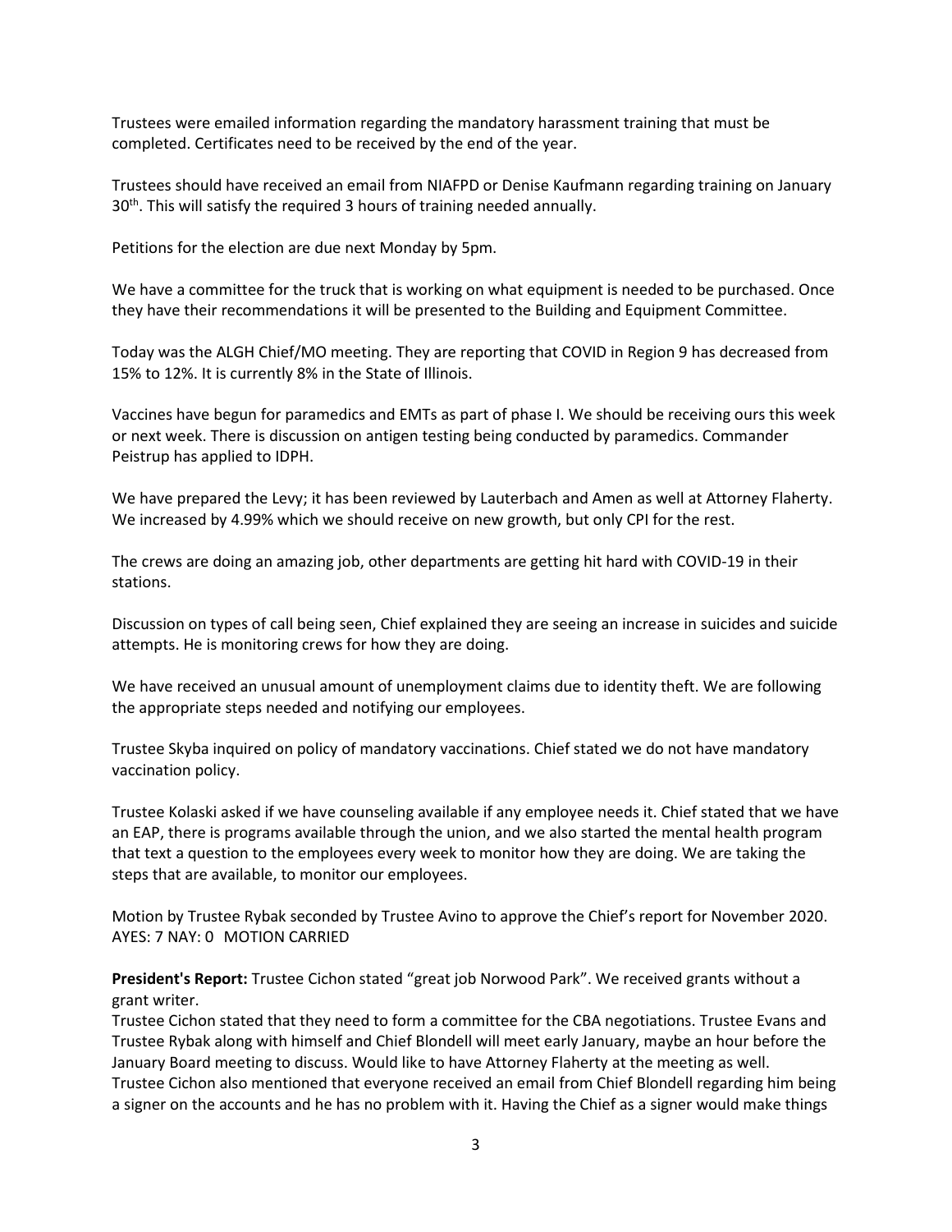Trustees were emailed information regarding the mandatory harassment training that must be completed. Certificates need to be received by the end of the year.

Trustees should have received an email from NIAFPD or Denise Kaufmann regarding training on January 30th. This will satisfy the required 3 hours of training needed annually.

Petitions for the election are due next Monday by 5pm.

We have a committee for the truck that is working on what equipment is needed to be purchased. Once they have their recommendations it will be presented to the Building and Equipment Committee.

Today was the ALGH Chief/MO meeting. They are reporting that COVID in Region 9 has decreased from 15% to 12%. It is currently 8% in the State of Illinois.

Vaccines have begun for paramedics and EMTs as part of phase I. We should be receiving ours this week or next week. There is discussion on antigen testing being conducted by paramedics. Commander Peistrup has applied to IDPH.

We have prepared the Levy; it has been reviewed by Lauterbach and Amen as well at Attorney Flaherty. We increased by 4.99% which we should receive on new growth, but only CPI for the rest.

The crews are doing an amazing job, other departments are getting hit hard with COVID-19 in their stations.

Discussion on types of call being seen, Chief explained they are seeing an increase in suicides and suicide attempts. He is monitoring crews for how they are doing.

We have received an unusual amount of unemployment claims due to identity theft. We are following the appropriate steps needed and notifying our employees.

Trustee Skyba inquired on policy of mandatory vaccinations. Chief stated we do not have mandatory vaccination policy.

Trustee Kolaski asked if we have counseling available if any employee needs it. Chief stated that we have an EAP, there is programs available through the union, and we also started the mental health program that text a question to the employees every week to monitor how they are doing. We are taking the steps that are available, to monitor our employees.

Motion by Trustee Rybak seconded by Trustee Avino to approve the Chief's report for November 2020.
AYES: 7 NAY: 0 MOTION CARRIED

**President's Report:** Trustee Cichon stated "great job Norwood Park". We received grants without a grant writer.
Trustee Cichon stated that they need to form a committee for the CBA negotiations. Trustee Evans and Trustee Rybak along with himself and Chief Blondell will meet early January, maybe an hour before the January Board meeting to discuss. Would like to have Attorney Flaherty at the meeting as well.
Trustee Cichon also mentioned that everyone received an email from Chief Blondell regarding him being a signer on the accounts and he has no problem with it. Having the Chief as a signer would make things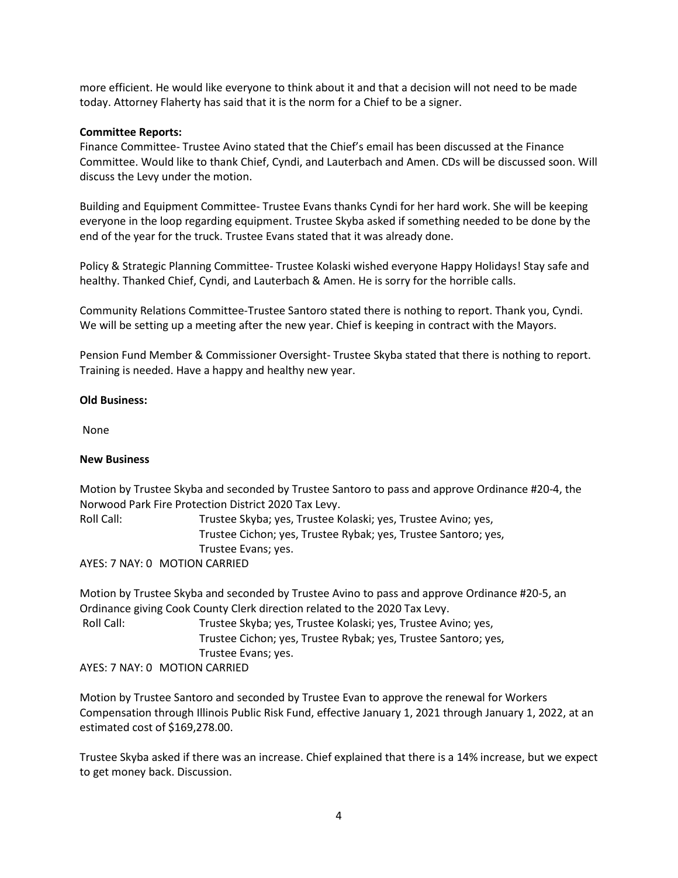more efficient. He would like everyone to think about it and that a decision will not need to be made today. Attorney Flaherty has said that it is the norm for a Chief to be a signer.

**Committee Reports:**

Finance Committee- Trustee Avino stated that the Chief's email has been discussed at the Finance Committee. Would like to thank Chief, Cyndi, and Lauterbach and Amen. CDs will be discussed soon. Will discuss the Levy under the motion.

Building and Equipment Committee- Trustee Evans thanks Cyndi for her hard work. She will be keeping everyone in the loop regarding equipment. Trustee Skyba asked if something needed to be done by the end of the year for the truck. Trustee Evans stated that it was already done.

Policy & Strategic Planning Committee- Trustee Kolaski wished everyone Happy Holidays! Stay safe and healthy. Thanked Chief, Cyndi, and Lauterbach & Amen. He is sorry for the horrible calls.

Community Relations Committee-Trustee Santoro stated there is nothing to report. Thank you, Cyndi. We will be setting up a meeting after the new year. Chief is keeping in contract with the Mayors.

Pension Fund Member & Commissioner Oversight- Trustee Skyba stated that there is nothing to report. Training is needed. Have a happy and healthy new year.

**Old Business:**

None

**New Business**

Motion by Trustee Skyba and seconded by Trustee Santoro to pass and approve Ordinance #20-4, the Norwood Park Fire Protection District 2020 Tax Levy.

Roll Call: Trustee Skyba; yes, Trustee Kolaski; yes, Trustee Avino; yes, Trustee Cichon; yes, Trustee Rybak; yes, Trustee Santoro; yes, Trustee Evans; yes.

AYES: 7 NAY: 0 MOTION CARRIED

Motion by Trustee Skyba and seconded by Trustee Avino to pass and approve Ordinance #20-5, an Ordinance giving Cook County Clerk direction related to the 2020 Tax Levy.

Roll Call: Trustee Skyba; yes, Trustee Kolaski; yes, Trustee Avino; yes, Trustee Cichon; yes, Trustee Rybak; yes, Trustee Santoro; yes, Trustee Evans; yes.

AYES: 7 NAY: 0 MOTION CARRIED

Motion by Trustee Santoro and seconded by Trustee Evan to approve the renewal for Workers Compensation through Illinois Public Risk Fund, effective January 1, 2021 through January 1, 2022, at an estimated cost of $169,278.00.

Trustee Skyba asked if there was an increase. Chief explained that there is a 14% increase, but we expect to get money back. Discussion.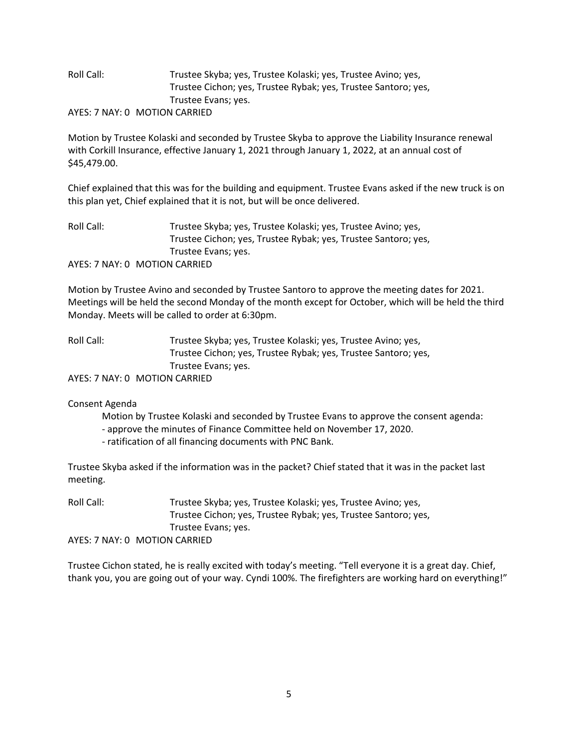Roll Call: Trustee Skyba; yes, Trustee Kolaski; yes, Trustee Avino; yes, Trustee Cichon; yes, Trustee Rybak; yes, Trustee Santoro; yes, Trustee Evans; yes.

AYES: 7 NAY: 0 MOTION CARRIED

Motion by Trustee Kolaski and seconded by Trustee Skyba to approve the Liability Insurance renewal with Corkill Insurance, effective January 1, 2021 through January 1, 2022, at an annual cost of $45,479.00.

Chief explained that this was for the building and equipment. Trustee Evans asked if the new truck is on this plan yet, Chief explained that it is not, but will be once delivered.

Roll Call: Trustee Skyba; yes, Trustee Kolaski; yes, Trustee Avino; yes, Trustee Cichon; yes, Trustee Rybak; yes, Trustee Santoro; yes, Trustee Evans; yes.

AYES: 7 NAY: 0 MOTION CARRIED

Motion by Trustee Avino and seconded by Trustee Santoro to approve the meeting dates for 2021. Meetings will be held the second Monday of the month except for October, which will be held the third Monday. Meets will be called to order at 6:30pm.

Roll Call: Trustee Skyba; yes, Trustee Kolaski; yes, Trustee Avino; yes, Trustee Cichon; yes, Trustee Rybak; yes, Trustee Santoro; yes, Trustee Evans; yes.

AYES: 7 NAY: 0 MOTION CARRIED

Consent Agenda

Motion by Trustee Kolaski and seconded by Trustee Evans to approve the consent agenda:

- approve the minutes of Finance Committee held on November 17, 2020.
- ratification of all financing documents with PNC Bank.

Trustee Skyba asked if the information was in the packet? Chief stated that it was in the packet last meeting.

Roll Call: Trustee Skyba; yes, Trustee Kolaski; yes, Trustee Avino; yes, Trustee Cichon; yes, Trustee Rybak; yes, Trustee Santoro; yes, Trustee Evans; yes.

AYES: 7 NAY: 0 MOTION CARRIED

Trustee Cichon stated, he is really excited with today's meeting. "Tell everyone it is a great day. Chief, thank you, you are going out of your way. Cyndi 100%. The firefighters are working hard on everything!"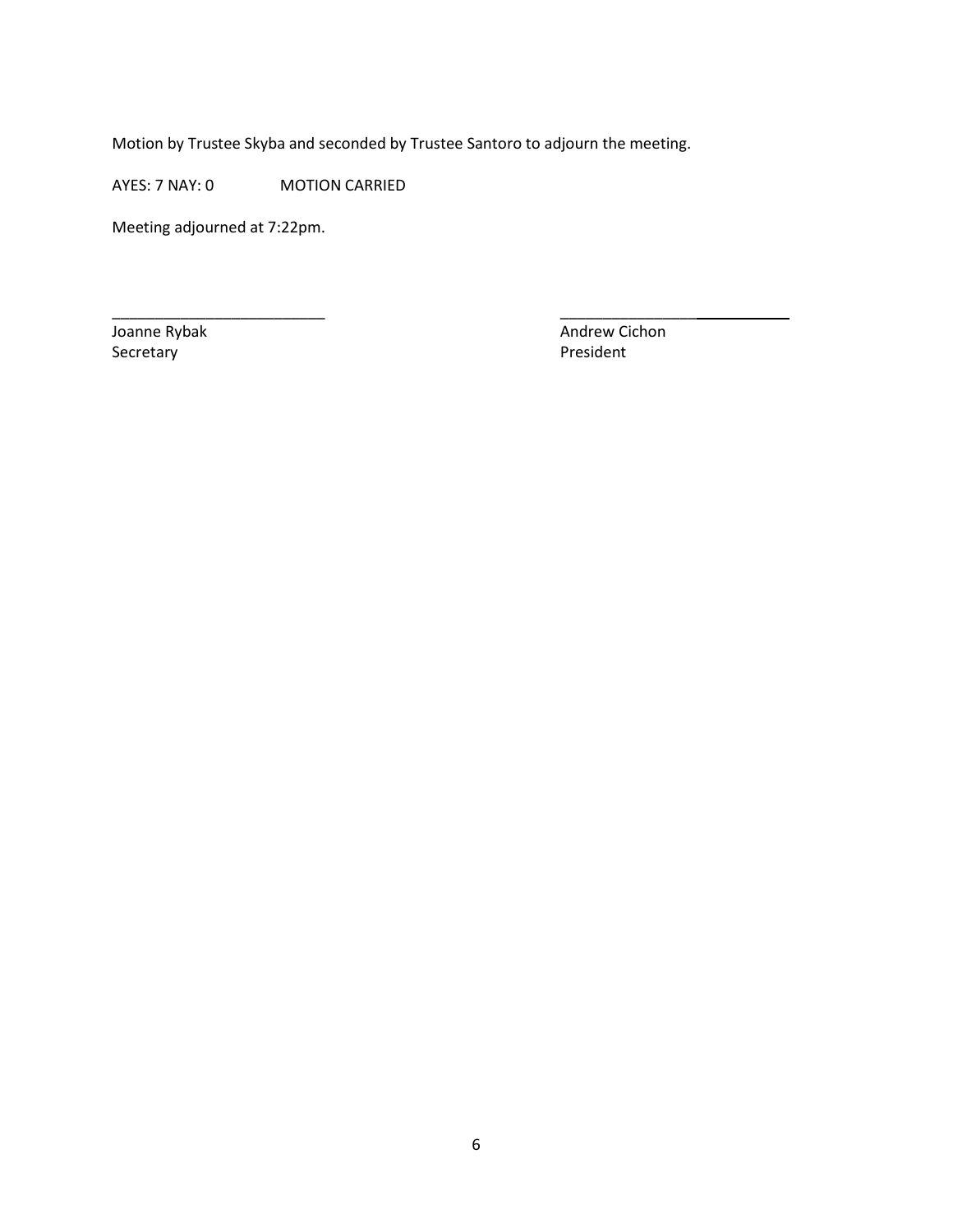Motion by Trustee Skyba and seconded by Trustee Santoro to adjourn the meeting.

AYES: 7 NAY: 0 MOTION CARRIED

Meeting adjourned at 7:22pm.

| | |
|---|---|
| _________________________ | _________________________ |
| Joanne Rybak | Andrew Cichon |
| Secretary | President |